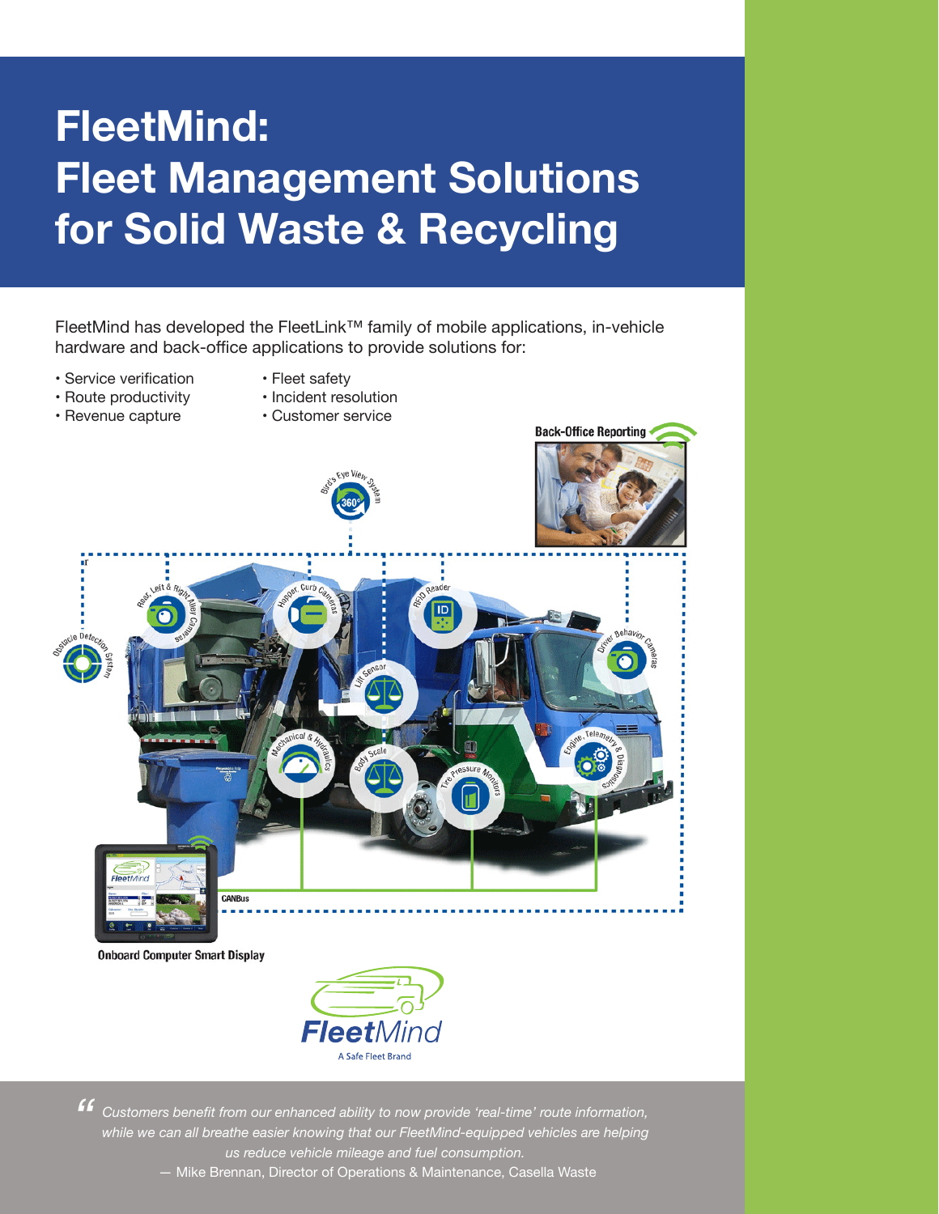# FleetMind: Fleet Management Solutions for Solid Waste & Recycling

FleetMind has developed the FleetLink™ family of mobile applications, in-vehicle hardware and back-office applications to provide solutions for:

- Service verification
- Route productivity
- Revenue capture
- Fleet safety
- Incident resolution
- Customer service

Back-Office Reporting

Bird's Eye View System

Obstacle Detection System

Rear, Left & Right Alley Cameras

Hopper, Curb Cameras

RFID Reader

Driver Behavior Cameras

Lift Sensor

Mechanical & Hydraulics

Body Scale

Tire Pressure Monitors

Engine, Telemetry & Diagnostics

CANBus

Onboard Computer Smart Display

FleetMind
A Safe Fleet Brand

> *"Customers benefit from our enhanced ability to now provide 'real-time' route information, while we can all breathe easier knowing that our FleetMind-equipped vehicles are helping us reduce vehicle mileage and fuel consumption.*
>
> — Mike Brennan, Director of Operations & Maintenance, Casella Waste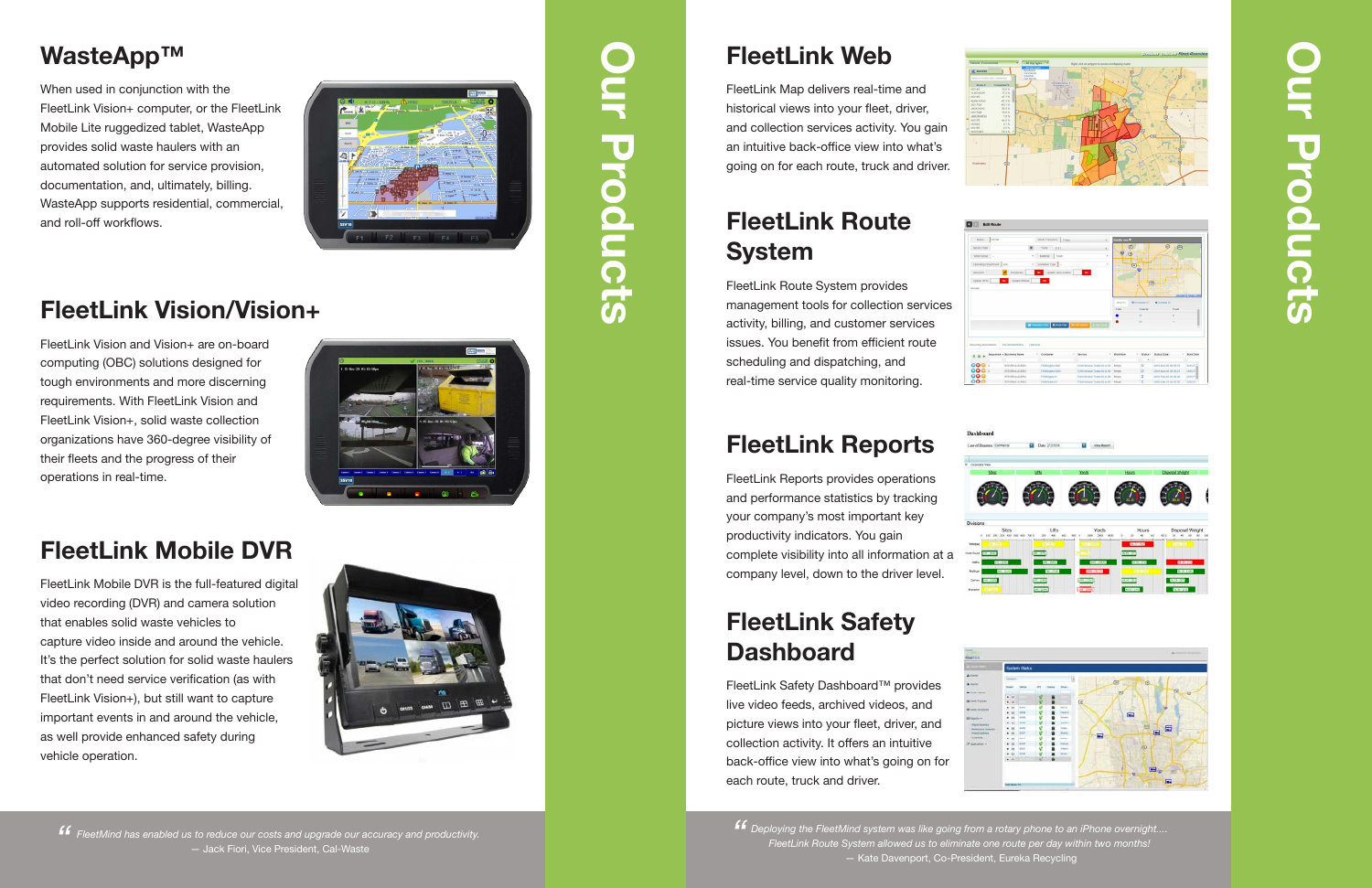## WasteApp™

When used in conjunction with the FleetLink Vision+ computer, or the FleetLink Mobile Lite ruggedized tablet, WasteApp provides solid waste haulers with an automated solution for service provision, documentation, and, ultimately, billing. WasteApp supports residential, commercial, and roll-off workflows.

## FleetLink Vision/Vision+

FleetLink Vision and Vision+ are on-board computing (OBC) solutions designed for tough environments and more discerning requirements. With FleetLink Vision and FleetLink Vision+, solid waste collection organizations have 360-degree visibility of their fleets and the progress of their operations in real-time.

## FleetLink Mobile DVR

FleetLink Mobile DVR is the full-featured digital video recording (DVR) and camera solution that enables solid waste haulers to capture video inside and around the vehicle. It's the perfect solution for solid waste haulers that don't need service verification (as with FleetLink Vision+), but still want to capture important events in and around the vehicle, as well provide enhanced safety during vehicle operation.

> *"FleetMind has enabled us to reduce our costs and upgrade our accuracy and productivity.*
> — Jack Fiori, Vice President, Cal-Waste

# Our Products

## FleetLink Web

FleetLink Map delivers real-time and historical views into your fleet, driver, and collection services activity. You gain an intuitive back-office view into what's going on for each route, truck and driver.

## FleetLink Route System

FleetLink Route System provides management tools for collection services activity, billing, and customer services issues. You benefit from efficient route scheduling and dispatching, and real-time service quality monitoring.

## FleetLink Reports

FleetLink Reports provides operations and performance statistics by tracking your company's most important key productivity indicators. You gain complete visibility into all information at a company level, down to the driver level.

## FleetLink Safety Dashboard

FleetLink Safety Dashboard™ provides live video feeds, archived videos, and picture views into your fleet, driver, and collection activity. It offers an intuitive back-office view into what's going on for each route, truck and driver.

> *"Deploying the FleetMind system was like going from a rotary phone to an iPhone overnight.... FleetLink Route System allowed us to eliminate one route per day within two months!*
> — Kate Davenport, Co-President, Eureka Recycling

# Our Products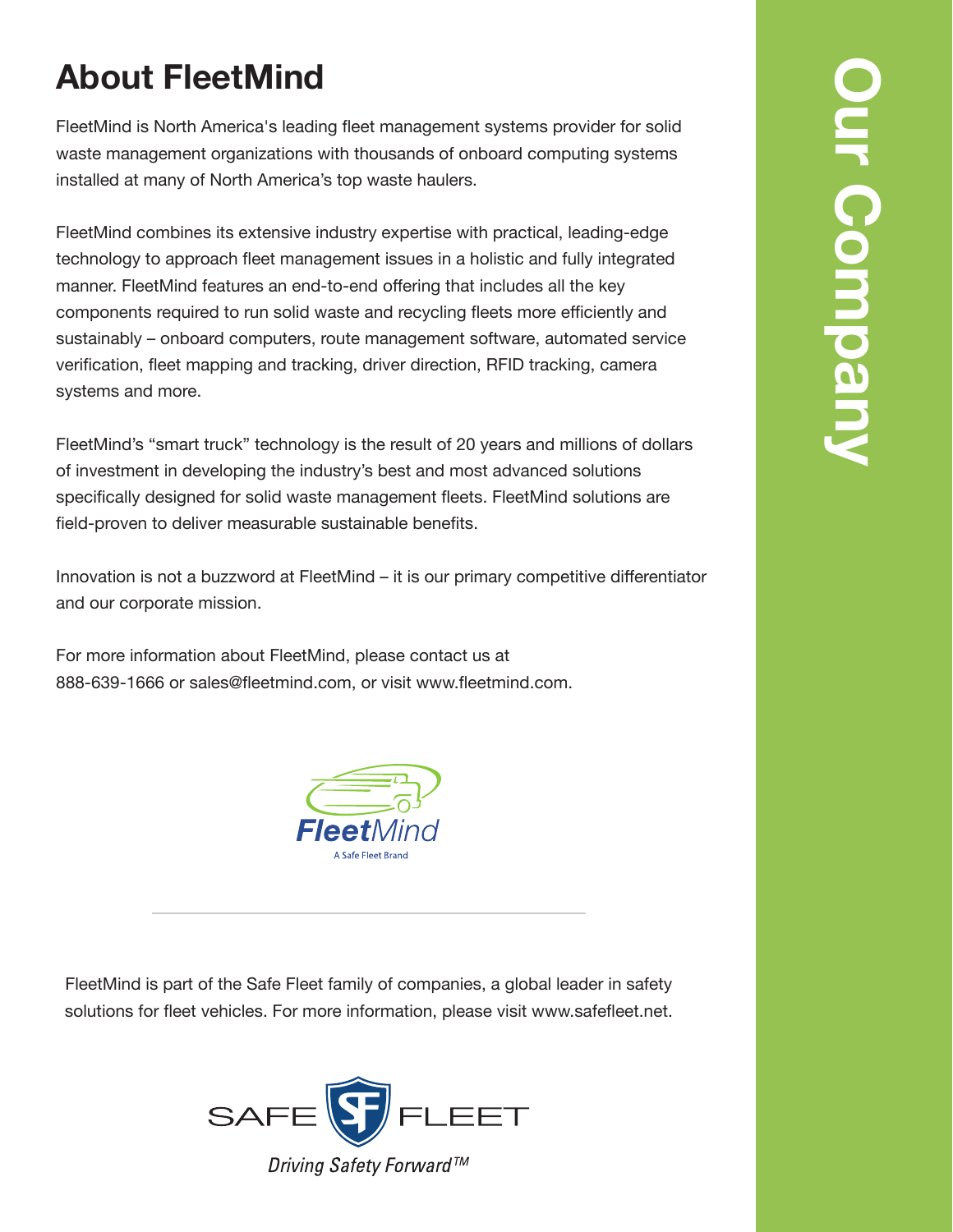# About FleetMind

FleetMind is North America's leading fleet management systems provider for solid waste management organizations with thousands of onboard computing systems installed at many of North America's top waste haulers.

FleetMind combines its extensive industry expertise with practical, leading-edge technology to approach fleet management issues in a holistic and fully integrated manner. FleetMind features an end-to-end offering that includes all the key components required to run solid waste and recycling fleets more efficiently and sustainably – onboard computers, route management software, automated service verification, fleet mapping and tracking, driver direction, RFID tracking, camera systems and more.

FleetMind's "smart truck" technology is the result of 20 years and millions of dollars of investment in developing the industry's best and most advanced solutions specifically designed for solid waste management fleets. FleetMind solutions are field-proven to deliver measurable sustainable benefits.

Innovation is not a buzzword at FleetMind – it is our primary competitive differentiator and our corporate mission.

For more information about FleetMind, please contact us at 888-639-1666 or sales@fleetmind.com, or visit www.fleetmind.com.

FleetMind

A Safe Fleet Brand

---

FleetMind is part of the Safe Fleet family of companies, a global leader in safety solutions for fleet vehicles. For more information, please visit www.safefleet.net.

SAFE FLEET

*Driving Safety Forward™*

Our Company